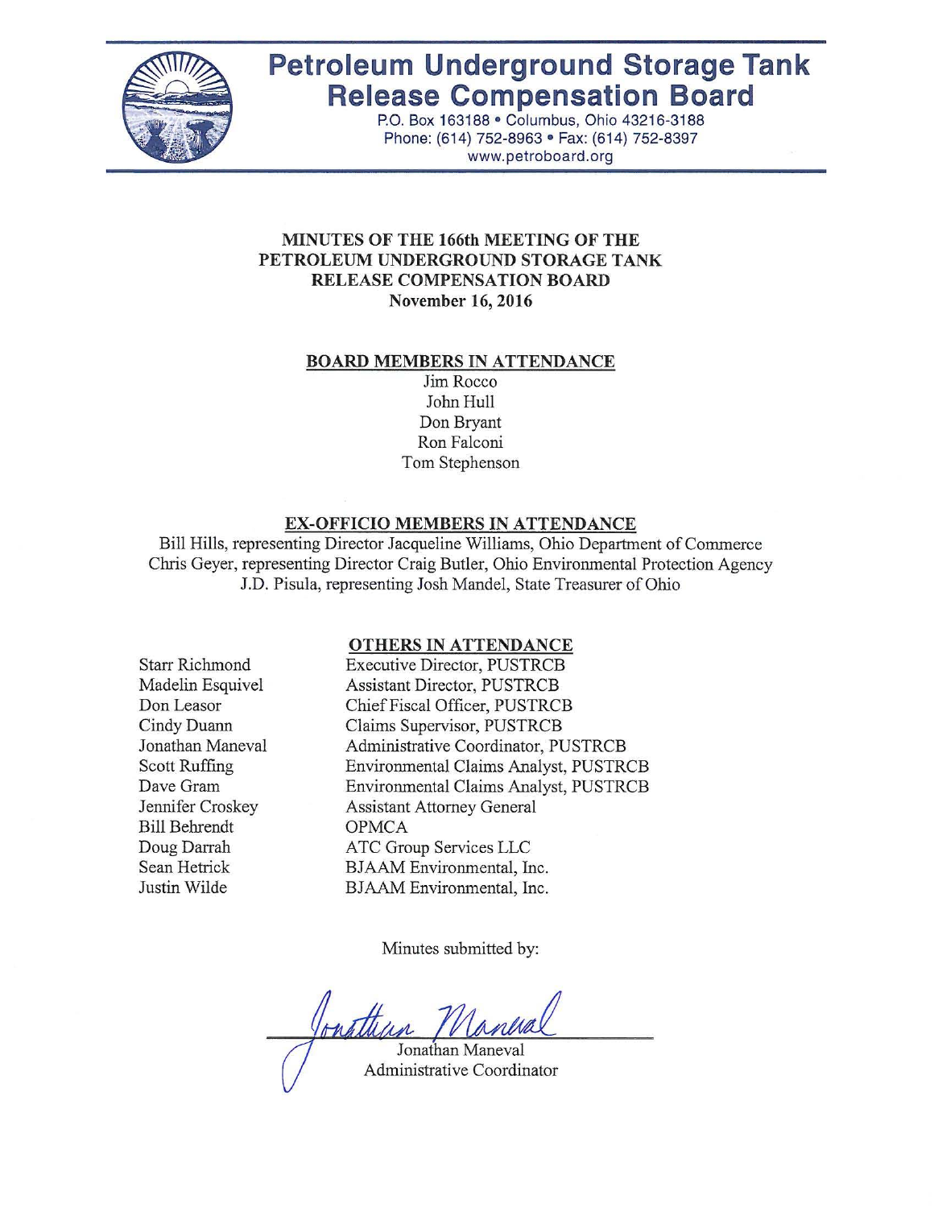# Petroleum Underground Storage Tank Release Compensation Board

P.O. Box 163188 • Columbus, Ohio 43216-3188
Phone: (614) 752-8963 • Fax: (614) 752-8397
www.petroboard.org

## MINUTES OF THE 166th MEETING OF THE PETROLEUM UNDERGROUND STORAGE TANK RELEASE COMPENSATION BOARD
**November 16, 2016**

### BOARD MEMBERS IN ATTENDANCE

Jim Rocco
John Hull
Don Bryant
Ron Falconi
Tom Stephenson

### EX-OFFICIO MEMBERS IN ATTENDANCE

Bill Hills, representing Director Jacqueline Williams, Ohio Department of Commerce
Chris Geyer, representing Director Craig Butler, Ohio Environmental Protection Agency
J.D. Pisula, representing Josh Mandel, State Treasurer of Ohio

### OTHERS IN ATTENDANCE

| | |
|---|---|
| Starr Richmond | Executive Director, PUSTRCB |
| Madelin Esquivel | Assistant Director, PUSTRCB |
| Don Leasor | Chief Fiscal Officer, PUSTRCB |
| Cindy Duann | Claims Supervisor, PUSTRCB |
| Jonathan Maneval | Administrative Coordinator, PUSTRCB |
| Scott Ruffing | Environmental Claims Analyst, PUSTRCB |
| Dave Gram | Environmental Claims Analyst, PUSTRCB |
| Jennifer Croskey | Assistant Attorney General |
| Bill Behrendt | OPMCA |
| Doug Darrah | ATC Group Services LLC |
| Sean Hetrick | BJAAM Environmental, Inc. |
| Justin Wilde | BJAAM Environmental, Inc. |

Minutes submitted by:

Jonathan Maneval
Administrative Coordinator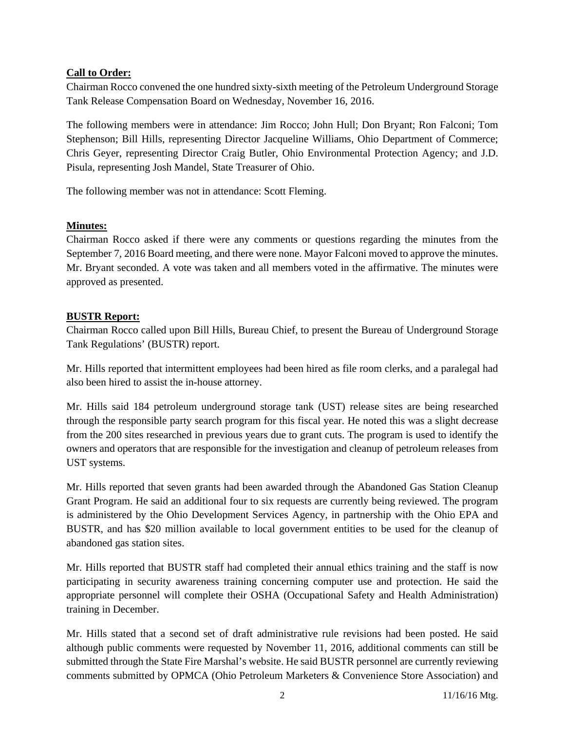**Call to Order:**

Chairman Rocco convened the one hundred sixty-sixth meeting of the Petroleum Underground Storage Tank Release Compensation Board on Wednesday, November 16, 2016.

The following members were in attendance: Jim Rocco; John Hull; Don Bryant; Ron Falconi; Tom Stephenson; Bill Hills, representing Director Jacqueline Williams, Ohio Department of Commerce; Chris Geyer, representing Director Craig Butler, Ohio Environmental Protection Agency; and J.D. Pisula, representing Josh Mandel, State Treasurer of Ohio.

The following member was not in attendance: Scott Fleming.

**Minutes:**

Chairman Rocco asked if there were any comments or questions regarding the minutes from the September 7, 2016 Board meeting, and there were none. Mayor Falconi moved to approve the minutes. Mr. Bryant seconded. A vote was taken and all members voted in the affirmative. The minutes were approved as presented.

**BUSTR Report:**

Chairman Rocco called upon Bill Hills, Bureau Chief, to present the Bureau of Underground Storage Tank Regulations' (BUSTR) report.

Mr. Hills reported that intermittent employees had been hired as file room clerks, and a paralegal had also been hired to assist the in-house attorney.

Mr. Hills said 184 petroleum underground storage tank (UST) release sites are being researched through the responsible party search program for this fiscal year. He noted this was a slight decrease from the 200 sites researched in previous years due to grant cuts. The program is used to identify the owners and operators that are responsible for the investigation and cleanup of petroleum releases from UST systems.

Mr. Hills reported that seven grants had been awarded through the Abandoned Gas Station Cleanup Grant Program. He said an additional four to six requests are currently being reviewed. The program is administered by the Ohio Development Services Agency, in partnership with the Ohio EPA and BUSTR, and has $20 million available to local government entities to be used for the cleanup of abandoned gas station sites.

Mr. Hills reported that BUSTR staff had completed their annual ethics training and the staff is now participating in security awareness training concerning computer use and protection. He said the appropriate personnel will complete their OSHA (Occupational Safety and Health Administration) training in December.

Mr. Hills stated that a second set of draft administrative rule revisions had been posted. He said although public comments were requested by November 11, 2016, additional comments can still be submitted through the State Fire Marshal's website. He said BUSTR personnel are currently reviewing comments submitted by OPMCA (Ohio Petroleum Marketers & Convenience Store Association) and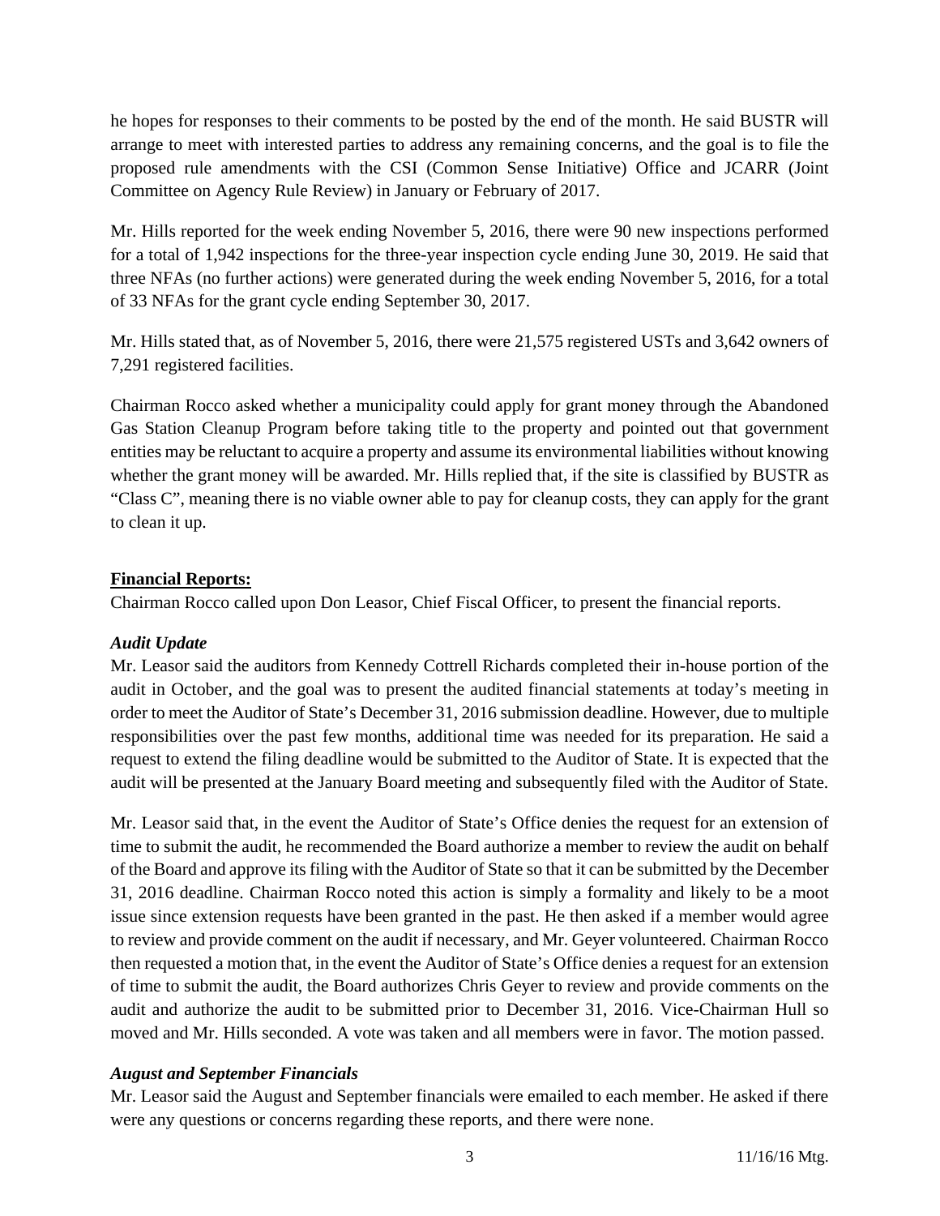he hopes for responses to their comments to be posted by the end of the month. He said BUSTR will arrange to meet with interested parties to address any remaining concerns, and the goal is to file the proposed rule amendments with the CSI (Common Sense Initiative) Office and JCARR (Joint Committee on Agency Rule Review) in January or February of 2017.

Mr. Hills reported for the week ending November 5, 2016, there were 90 new inspections performed for a total of 1,942 inspections for the three-year inspection cycle ending June 30, 2019. He said that three NFAs (no further actions) were generated during the week ending November 5, 2016, for a total of 33 NFAs for the grant cycle ending September 30, 2017.

Mr. Hills stated that, as of November 5, 2016, there were 21,575 registered USTs and 3,642 owners of 7,291 registered facilities.

Chairman Rocco asked whether a municipality could apply for grant money through the Abandoned Gas Station Cleanup Program before taking title to the property and pointed out that government entities may be reluctant to acquire a property and assume its environmental liabilities without knowing whether the grant money will be awarded. Mr. Hills replied that, if the site is classified by BUSTR as "Class C", meaning there is no viable owner able to pay for cleanup costs, they can apply for the grant to clean it up.

**Financial Reports:**

Chairman Rocco called upon Don Leasor, Chief Fiscal Officer, to present the financial reports.

***Audit Update***

Mr. Leasor said the auditors from Kennedy Cottrell Richards completed their in-house portion of the audit in October, and the goal was to present the audited financial statements at today's meeting in order to meet the Auditor of State's December 31, 2016 submission deadline. However, due to multiple responsibilities over the past few months, additional time was needed for its preparation. He said a request to extend the filing deadline would be submitted to the Auditor of State. It is expected that the audit will be presented at the January Board meeting and subsequently filed with the Auditor of State.

Mr. Leasor said that, in the event the Auditor of State's Office denies the request for an extension of time to submit the audit, he recommended the Board authorize a member to review the audit on behalf of the Board and approve its filing with the Auditor of State so that it can be submitted by the December 31, 2016 deadline. Chairman Rocco noted this action is simply a formality and likely to be a moot issue since extension requests have been granted in the past. He then asked if a member would agree to review and provide comment on the audit if necessary, and Mr. Geyer volunteered. Chairman Rocco then requested a motion that, in the event the Auditor of State's Office denies a request for an extension of time to submit the audit, the Board authorizes Chris Geyer to review and provide comments on the audit and authorize the audit to be submitted prior to December 31, 2016. Vice-Chairman Hull so moved and Mr. Hills seconded. A vote was taken and all members were in favor. The motion passed.

***August and September Financials***

Mr. Leasor said the August and September financials were emailed to each member. He asked if there were any questions or concerns regarding these reports, and there were none.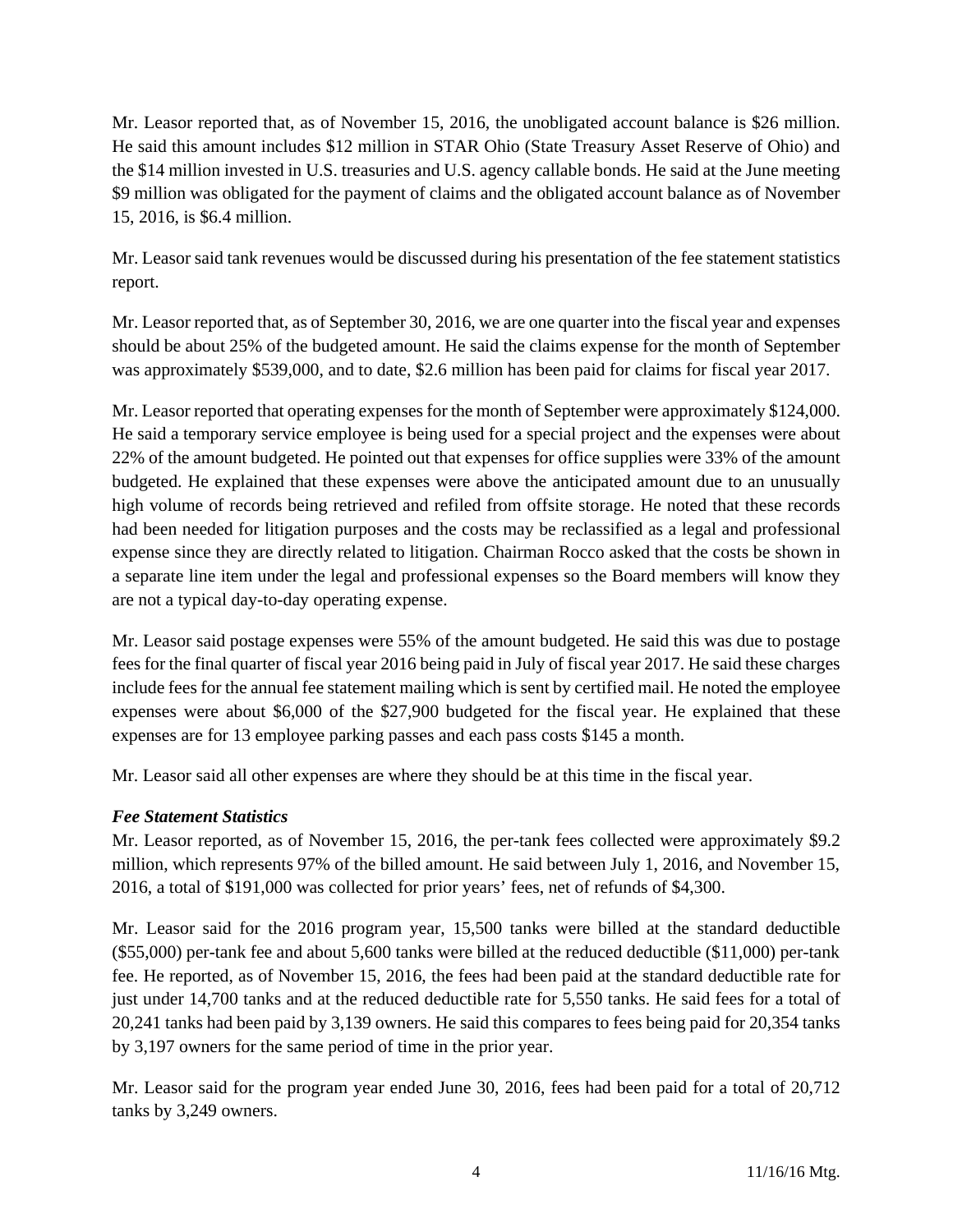Mr. Leasor reported that, as of November 15, 2016, the unobligated account balance is $26 million. He said this amount includes $12 million in STAR Ohio (State Treasury Asset Reserve of Ohio) and the $14 million invested in U.S. treasuries and U.S. agency callable bonds. He said at the June meeting $9 million was obligated for the payment of claims and the obligated account balance as of November 15, 2016, is $6.4 million.

Mr. Leasor said tank revenues would be discussed during his presentation of the fee statement statistics report.

Mr. Leasor reported that, as of September 30, 2016, we are one quarter into the fiscal year and expenses should be about 25% of the budgeted amount. He said the claims expense for the month of September was approximately $539,000, and to date, $2.6 million has been paid for claims for fiscal year 2017.

Mr. Leasor reported that operating expenses for the month of September were approximately $124,000. He said a temporary service employee is being used for a special project and the expenses were about 22% of the amount budgeted. He pointed out that expenses for office supplies were 33% of the amount budgeted. He explained that these expenses were above the anticipated amount due to an unusually high volume of records being retrieved and refiled from offsite storage. He noted that these records had been needed for litigation purposes and the costs may be reclassified as a legal and professional expense since they are directly related to litigation. Chairman Rocco asked that the costs be shown in a separate line item under the legal and professional expenses so the Board members will know they are not a typical day-to-day operating expense.

Mr. Leasor said postage expenses were 55% of the amount budgeted. He said this was due to postage fees for the final quarter of fiscal year 2016 being paid in July of fiscal year 2017. He said these charges include fees for the annual fee statement mailing which is sent by certified mail. He noted the employee expenses were about $6,000 of the $27,900 budgeted for the fiscal year. He explained that these expenses are for 13 employee parking passes and each pass costs $145 a month.

Mr. Leasor said all other expenses are where they should be at this time in the fiscal year.

***Fee Statement Statistics***

Mr. Leasor reported, as of November 15, 2016, the per-tank fees collected were approximately $9.2 million, which represents 97% of the billed amount. He said between July 1, 2016, and November 15, 2016, a total of $191,000 was collected for prior years' fees, net of refunds of $4,300.

Mr. Leasor said for the 2016 program year, 15,500 tanks were billed at the standard deductible ($55,000) per-tank fee and about 5,600 tanks were billed at the reduced deductible ($11,000) per-tank fee. He reported, as of November 15, 2016, the fees had been paid at the standard deductible rate for just under 14,700 tanks and at the reduced deductible rate for 5,550 tanks. He said fees for a total of 20,241 tanks had been paid by 3,139 owners. He said this compares to fees being paid for 20,354 tanks by 3,197 owners for the same period of time in the prior year.

Mr. Leasor said for the program year ended June 30, 2016, fees had been paid for a total of 20,712 tanks by 3,249 owners.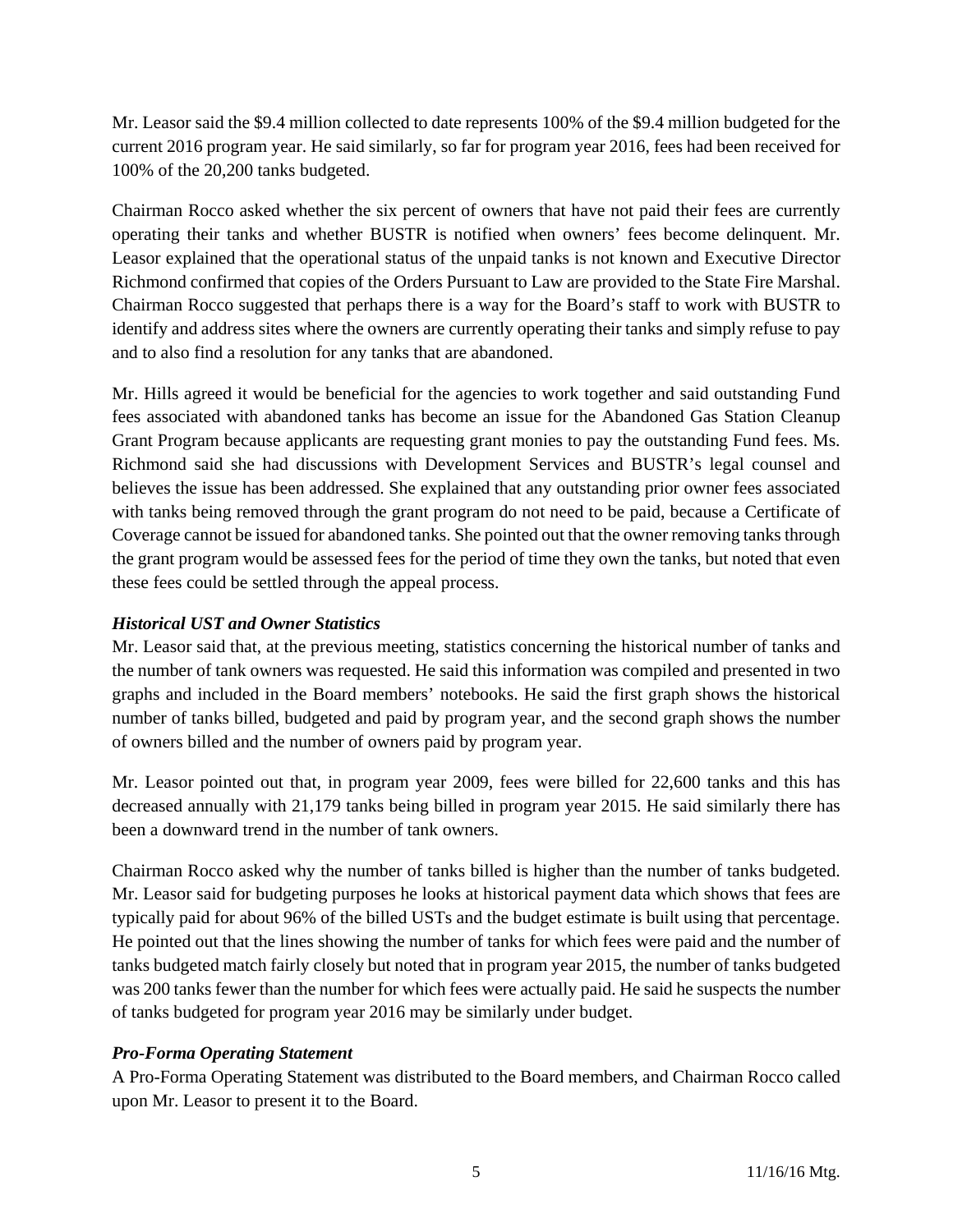Mr. Leasor said the \$9.4 million collected to date represents 100% of the \$9.4 million budgeted for the current 2016 program year. He said similarly, so far for program year 2016, fees had been received for 100% of the 20,200 tanks budgeted.

Chairman Rocco asked whether the six percent of owners that have not paid their fees are currently operating their tanks and whether BUSTR is notified when owners' fees become delinquent. Mr. Leasor explained that the operational status of the unpaid tanks is not known and Executive Director Richmond confirmed that copies of the Orders Pursuant to Law are provided to the State Fire Marshal. Chairman Rocco suggested that perhaps there is a way for the Board's staff to work with BUSTR to identify and address sites where the owners are currently operating their tanks and simply refuse to pay and to also find a resolution for any tanks that are abandoned.

Mr. Hills agreed it would be beneficial for the agencies to work together and said outstanding Fund fees associated with abandoned tanks has become an issue for the Abandoned Gas Station Cleanup Grant Program because applicants are requesting grant monies to pay the outstanding Fund fees. Ms. Richmond said she had discussions with Development Services and BUSTR's legal counsel and believes the issue has been addressed. She explained that any outstanding prior owner fees associated with tanks being removed through the grant program do not need to be paid, because a Certificate of Coverage cannot be issued for abandoned tanks. She pointed out that the owner removing tanks through the grant program would be assessed fees for the period of time they own the tanks, but noted that even these fees could be settled through the appeal process.

***Historical UST and Owner Statistics***

Mr. Leasor said that, at the previous meeting, statistics concerning the historical number of tanks and the number of tank owners was requested. He said this information was compiled and presented in two graphs and included in the Board members' notebooks. He said the first graph shows the historical number of tanks billed, budgeted and paid by program year, and the second graph shows the number of owners billed and the number of owners paid by program year.

Mr. Leasor pointed out that, in program year 2009, fees were billed for 22,600 tanks and this has decreased annually with 21,179 tanks being billed in program year 2015. He said similarly there has been a downward trend in the number of tank owners.

Chairman Rocco asked why the number of tanks billed is higher than the number of tanks budgeted. Mr. Leasor said for budgeting purposes he looks at historical payment data which shows that fees are typically paid for about 96% of the billed USTs and the budget estimate is built using that percentage. He pointed out that the lines showing the number of tanks for which fees were paid and the number of tanks budgeted match fairly closely but noted that in program year 2015, the number of tanks budgeted was 200 tanks fewer than the number for which fees were actually paid. He said he suspects the number of tanks budgeted for program year 2016 may be similarly under budget.

***Pro-Forma Operating Statement***

A Pro-Forma Operating Statement was distributed to the Board members, and Chairman Rocco called upon Mr. Leasor to present it to the Board.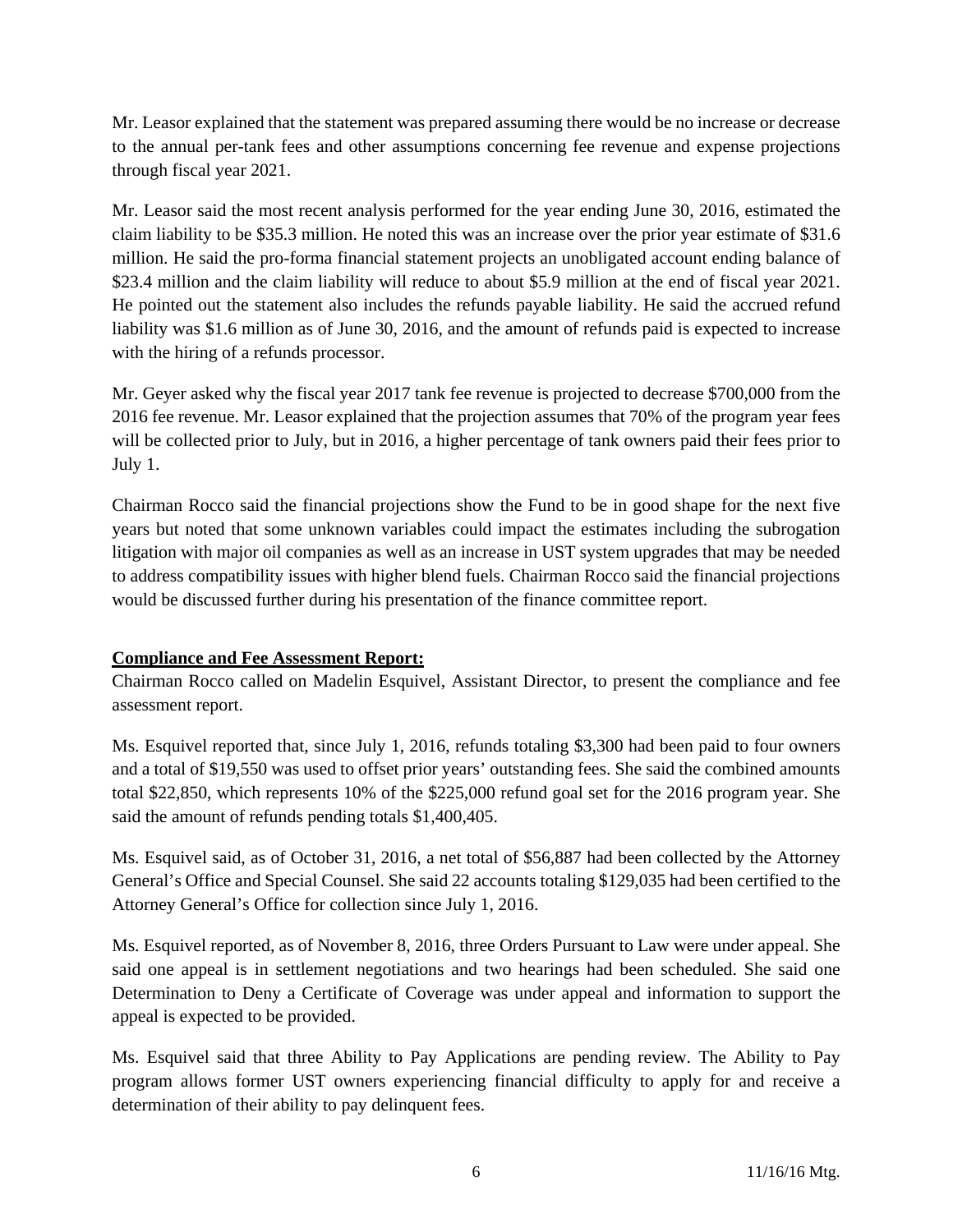Mr. Leasor explained that the statement was prepared assuming there would be no increase or decrease to the annual per-tank fees and other assumptions concerning fee revenue and expense projections through fiscal year 2021.

Mr. Leasor said the most recent analysis performed for the year ending June 30, 2016, estimated the claim liability to be $35.3 million. He noted this was an increase over the prior year estimate of $31.6 million. He said the pro-forma financial statement projects an unobligated account ending balance of $23.4 million and the claim liability will reduce to about $5.9 million at the end of fiscal year 2021. He pointed out the statement also includes the refunds payable liability. He said the accrued refund liability was $1.6 million as of June 30, 2016, and the amount of refunds paid is expected to increase with the hiring of a refunds processor.

Mr. Geyer asked why the fiscal year 2017 tank fee revenue is projected to decrease $700,000 from the 2016 fee revenue. Mr. Leasor explained that the projection assumes that 70% of the program year fees will be collected prior to July, but in 2016, a higher percentage of tank owners paid their fees prior to July 1.

Chairman Rocco said the financial projections show the Fund to be in good shape for the next five years but noted that some unknown variables could impact the estimates including the subrogation litigation with major oil companies as well as an increase in UST system upgrades that may be needed to address compatibility issues with higher blend fuels. Chairman Rocco said the financial projections would be discussed further during his presentation of the finance committee report.

**Compliance and Fee Assessment Report:**

Chairman Rocco called on Madelin Esquivel, Assistant Director, to present the compliance and fee assessment report.

Ms. Esquivel reported that, since July 1, 2016, refunds totaling $3,300 had been paid to four owners and a total of $19,550 was used to offset prior years' outstanding fees. She said the combined amounts total $22,850, which represents 10% of the $225,000 refund goal set for the 2016 program year. She said the amount of refunds pending totals $1,400,405.

Ms. Esquivel said, as of October 31, 2016, a net total of $56,887 had been collected by the Attorney General's Office and Special Counsel. She said 22 accounts totaling $129,035 had been certified to the Attorney General's Office for collection since July 1, 2016.

Ms. Esquivel reported, as of November 8, 2016, three Orders Pursuant to Law were under appeal. She said one appeal is in settlement negotiations and two hearings had been scheduled. She said one Determination to Deny a Certificate of Coverage was under appeal and information to support the appeal is expected to be provided.

Ms. Esquivel said that three Ability to Pay Applications are pending review. The Ability to Pay program allows former UST owners experiencing financial difficulty to apply for and receive a determination of their ability to pay delinquent fees.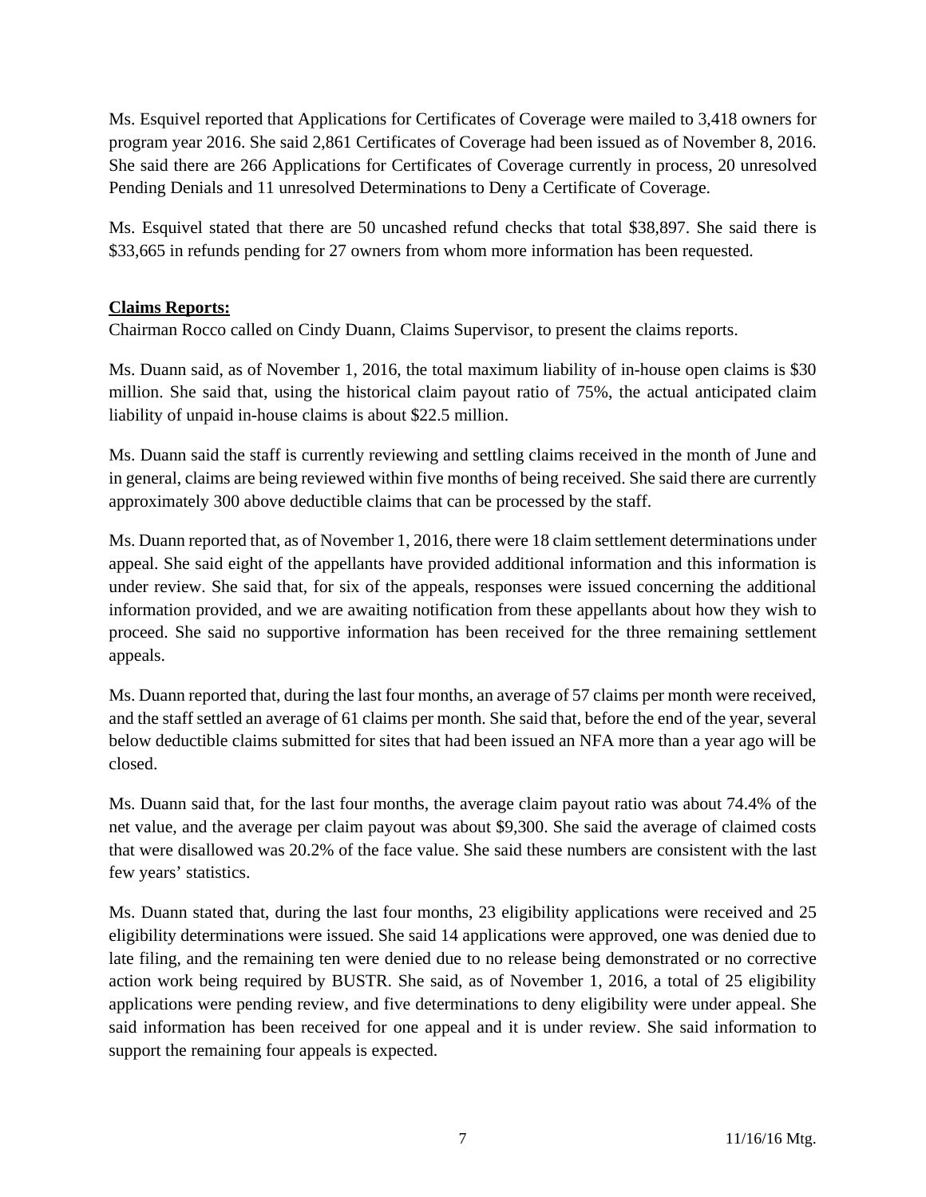Ms. Esquivel reported that Applications for Certificates of Coverage were mailed to 3,418 owners for program year 2016. She said 2,861 Certificates of Coverage had been issued as of November 8, 2016. She said there are 266 Applications for Certificates of Coverage currently in process, 20 unresolved Pending Denials and 11 unresolved Determinations to Deny a Certificate of Coverage.

Ms. Esquivel stated that there are 50 uncashed refund checks that total $38,897. She said there is $33,665 in refunds pending for 27 owners from whom more information has been requested.

**Claims Reports:**

Chairman Rocco called on Cindy Duann, Claims Supervisor, to present the claims reports.

Ms. Duann said, as of November 1, 2016, the total maximum liability of in-house open claims is $30 million. She said that, using the historical claim payout ratio of 75%, the actual anticipated claim liability of unpaid in-house claims is about $22.5 million.

Ms. Duann said the staff is currently reviewing and settling claims received in the month of June and in general, claims are being reviewed within five months of being received. She said there are currently approximately 300 above deductible claims that can be processed by the staff.

Ms. Duann reported that, as of November 1, 2016, there were 18 claim settlement determinations under appeal. She said eight of the appellants have provided additional information and this information is under review. She said that, for six of the appeals, responses were issued concerning the additional information provided, and we are awaiting notification from these appellants about how they wish to proceed. She said no supportive information has been received for the three remaining settlement appeals.

Ms. Duann reported that, during the last four months, an average of 57 claims per month were received, and the staff settled an average of 61 claims per month. She said that, before the end of the year, several below deductible claims submitted for sites that had been issued an NFA more than a year ago will be closed.

Ms. Duann said that, for the last four months, the average claim payout ratio was about 74.4% of the net value, and the average per claim payout was about $9,300. She said the average of claimed costs that were disallowed was 20.2% of the face value. She said these numbers are consistent with the last few years' statistics.

Ms. Duann stated that, during the last four months, 23 eligibility applications were received and 25 eligibility determinations were issued. She said 14 applications were approved, one was denied due to late filing, and the remaining ten were denied due to no release being demonstrated or no corrective action work being required by BUSTR. She said, as of November 1, 2016, a total of 25 eligibility applications were pending review, and five determinations to deny eligibility were under appeal. She said information has been received for one appeal and it is under review. She said information to support the remaining four appeals is expected.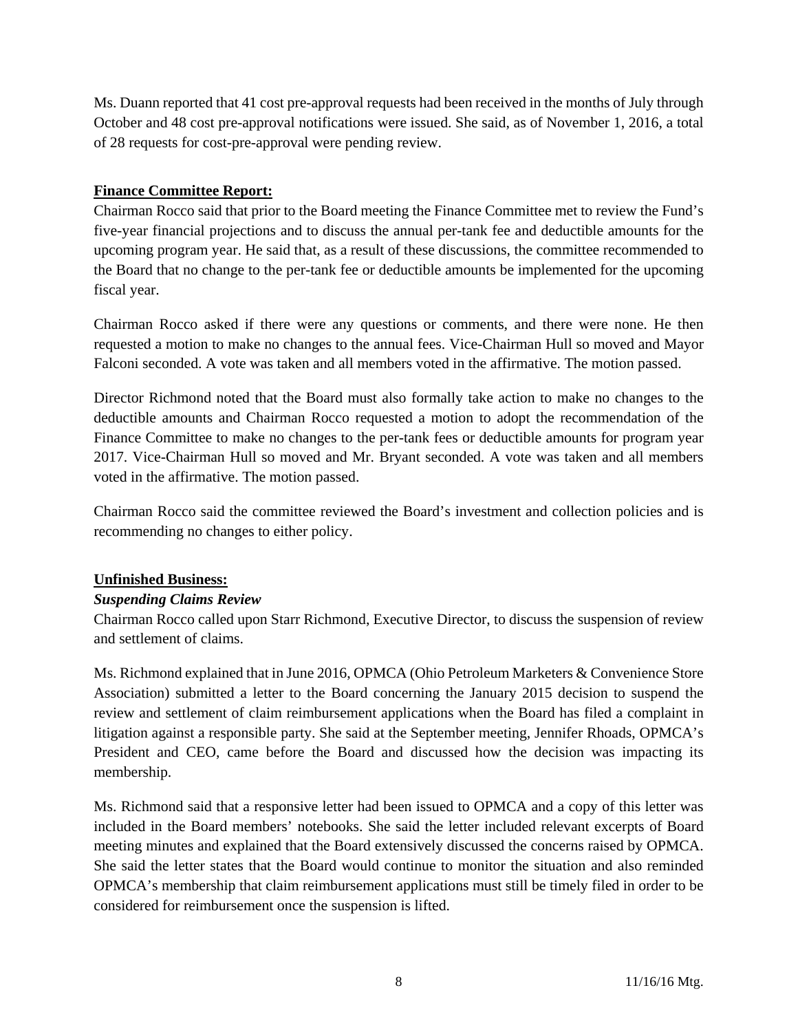Ms. Duann reported that 41 cost pre-approval requests had been received in the months of July through October and 48 cost pre-approval notifications were issued. She said, as of November 1, 2016, a total of 28 requests for cost-pre-approval were pending review.

**Finance Committee Report:**

Chairman Rocco said that prior to the Board meeting the Finance Committee met to review the Fund's five-year financial projections and to discuss the annual per-tank fee and deductible amounts for the upcoming program year. He said that, as a result of these discussions, the committee recommended to the Board that no change to the per-tank fee or deductible amounts be implemented for the upcoming fiscal year.

Chairman Rocco asked if there were any questions or comments, and there were none. He then requested a motion to make no changes to the annual fees. Vice-Chairman Hull so moved and Mayor Falconi seconded. A vote was taken and all members voted in the affirmative. The motion passed.

Director Richmond noted that the Board must also formally take action to make no changes to the deductible amounts and Chairman Rocco requested a motion to adopt the recommendation of the Finance Committee to make no changes to the per-tank fees or deductible amounts for program year 2017. Vice-Chairman Hull so moved and Mr. Bryant seconded. A vote was taken and all members voted in the affirmative. The motion passed.

Chairman Rocco said the committee reviewed the Board's investment and collection policies and is recommending no changes to either policy.

**Unfinished Business:**

***Suspending Claims Review***

Chairman Rocco called upon Starr Richmond, Executive Director, to discuss the suspension of review and settlement of claims.

Ms. Richmond explained that in June 2016, OPMCA (Ohio Petroleum Marketers & Convenience Store Association) submitted a letter to the Board concerning the January 2015 decision to suspend the review and settlement of claim reimbursement applications when the Board has filed a complaint in litigation against a responsible party. She said at the September meeting, Jennifer Rhoads, OPMCA's President and CEO, came before the Board and discussed how the decision was impacting its membership.

Ms. Richmond said that a responsive letter had been issued to OPMCA and a copy of this letter was included in the Board members' notebooks. She said the letter included relevant excerpts of Board meeting minutes and explained that the Board extensively discussed the concerns raised by OPMCA. She said the letter states that the Board would continue to monitor the situation and also reminded OPMCA's membership that claim reimbursement applications must still be timely filed in order to be considered for reimbursement once the suspension is lifted.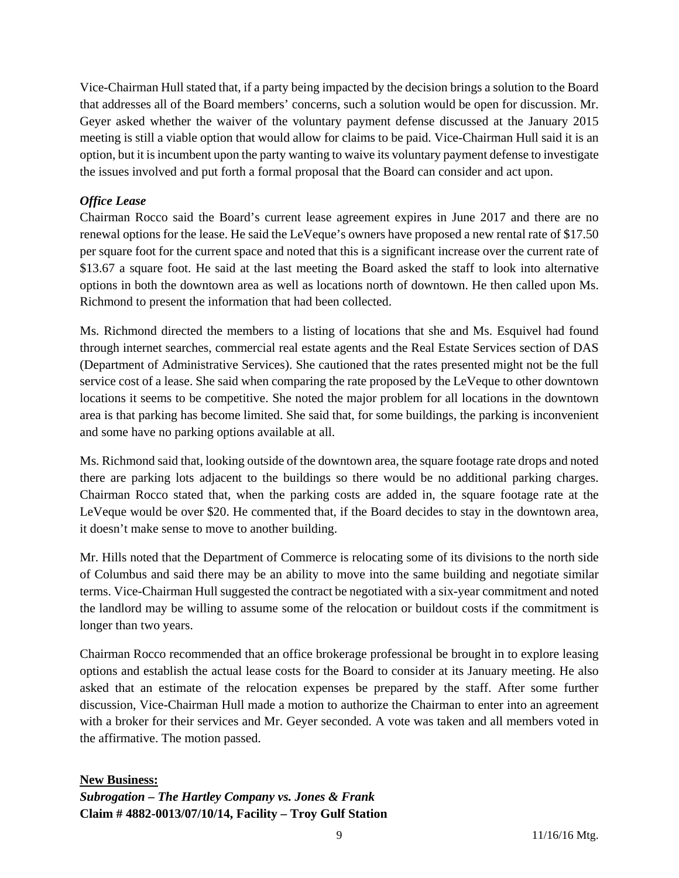Vice-Chairman Hull stated that, if a party being impacted by the decision brings a solution to the Board that addresses all of the Board members' concerns, such a solution would be open for discussion. Mr. Geyer asked whether the waiver of the voluntary payment defense discussed at the January 2015 meeting is still a viable option that would allow for claims to be paid. Vice-Chairman Hull said it is an option, but it is incumbent upon the party wanting to waive its voluntary payment defense to investigate the issues involved and put forth a formal proposal that the Board can consider and act upon.

***Office Lease***

Chairman Rocco said the Board's current lease agreement expires in June 2017 and there are no renewal options for the lease. He said the LeVeque's owners have proposed a new rental rate of $17.50 per square foot for the current space and noted that this is a significant increase over the current rate of $13.67 a square foot. He said at the last meeting the Board asked the staff to look into alternative options in both the downtown area as well as locations north of downtown. He then called upon Ms. Richmond to present the information that had been collected.

Ms. Richmond directed the members to a listing of locations that she and Ms. Esquivel had found through internet searches, commercial real estate agents and the Real Estate Services section of DAS (Department of Administrative Services). She cautioned that the rates presented might not be the full service cost of a lease. She said when comparing the rate proposed by the LeVeque to other downtown locations it seems to be competitive. She noted the major problem for all locations in the downtown area is that parking has become limited. She said that, for some buildings, the parking is inconvenient and some have no parking options available at all.

Ms. Richmond said that, looking outside of the downtown area, the square footage rate drops and noted there are parking lots adjacent to the buildings so there would be no additional parking charges. Chairman Rocco stated that, when the parking costs are added in, the square footage rate at the LeVeque would be over $20. He commented that, if the Board decides to stay in the downtown area, it doesn't make sense to move to another building.

Mr. Hills noted that the Department of Commerce is relocating some of its divisions to the north side of Columbus and said there may be an ability to move into the same building and negotiate similar terms. Vice-Chairman Hull suggested the contract be negotiated with a six-year commitment and noted the landlord may be willing to assume some of the relocation or buildout costs if the commitment is longer than two years.

Chairman Rocco recommended that an office brokerage professional be brought in to explore leasing options and establish the actual lease costs for the Board to consider at its January meeting. He also asked that an estimate of the relocation expenses be prepared by the staff. After some further discussion, Vice-Chairman Hull made a motion to authorize the Chairman to enter into an agreement with a broker for their services and Mr. Geyer seconded. A vote was taken and all members voted in the affirmative. The motion passed.

**New Business:**

***Subrogation – The Hartley Company vs. Jones & Frank***
**Claim # 4882-0013/07/10/14, Facility – Troy Gulf Station**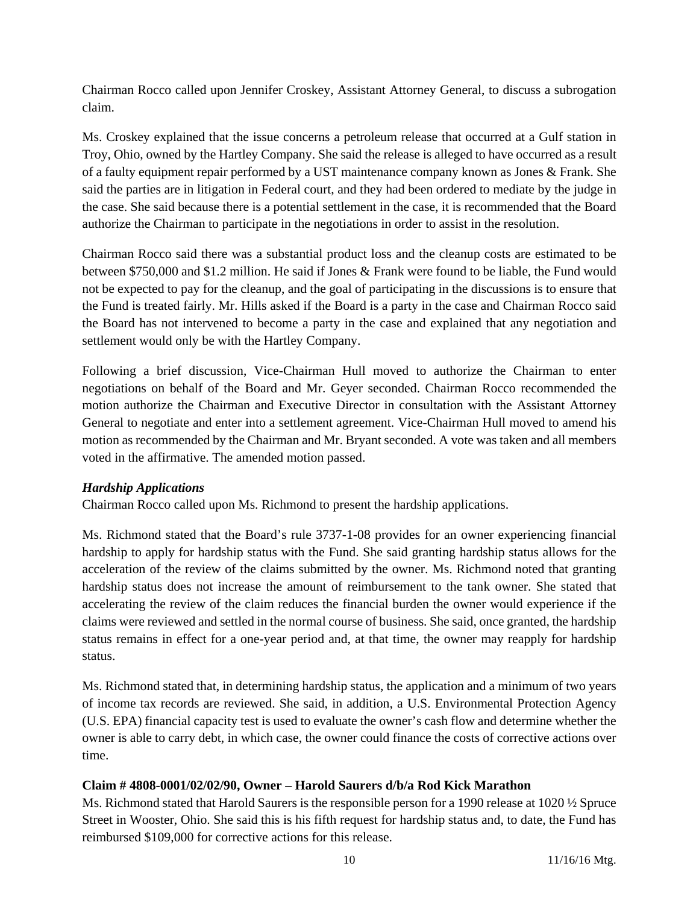Chairman Rocco called upon Jennifer Croskey, Assistant Attorney General, to discuss a subrogation claim.

Ms. Croskey explained that the issue concerns a petroleum release that occurred at a Gulf station in Troy, Ohio, owned by the Hartley Company. She said the release is alleged to have occurred as a result of a faulty equipment repair performed by a UST maintenance company known as Jones & Frank. She said the parties are in litigation in Federal court, and they had been ordered to mediate by the judge in the case. She said because there is a potential settlement in the case, it is recommended that the Board authorize the Chairman to participate in the negotiations in order to assist in the resolution.

Chairman Rocco said there was a substantial product loss and the cleanup costs are estimated to be between $750,000 and $1.2 million. He said if Jones & Frank were found to be liable, the Fund would not be expected to pay for the cleanup, and the goal of participating in the discussions is to ensure that the Fund is treated fairly. Mr. Hills asked if the Board is a party in the case and Chairman Rocco said the Board has not intervened to become a party in the case and explained that any negotiation and settlement would only be with the Hartley Company.

Following a brief discussion, Vice-Chairman Hull moved to authorize the Chairman to enter negotiations on behalf of the Board and Mr. Geyer seconded. Chairman Rocco recommended the motion authorize the Chairman and Executive Director in consultation with the Assistant Attorney General to negotiate and enter into a settlement agreement. Vice-Chairman Hull moved to amend his motion as recommended by the Chairman and Mr. Bryant seconded. A vote was taken and all members voted in the affirmative. The amended motion passed.

### *Hardship Applications*

Chairman Rocco called upon Ms. Richmond to present the hardship applications.

Ms. Richmond stated that the Board's rule 3737-1-08 provides for an owner experiencing financial hardship to apply for hardship status with the Fund. She said granting hardship status allows for the acceleration of the review of the claims submitted by the owner. Ms. Richmond noted that granting hardship status does not increase the amount of reimbursement to the tank owner. She stated that accelerating the review of the claim reduces the financial burden the owner would experience if the claims were reviewed and settled in the normal course of business. She said, once granted, the hardship status remains in effect for a one-year period and, at that time, the owner may reapply for hardship status.

Ms. Richmond stated that, in determining hardship status, the application and a minimum of two years of income tax records are reviewed. She said, in addition, a U.S. Environmental Protection Agency (U.S. EPA) financial capacity test is used to evaluate the owner's cash flow and determine whether the owner is able to carry debt, in which case, the owner could finance the costs of corrective actions over time.

**Claim # 4808-0001/02/02/90, Owner – Harold Saurers d/b/a Rod Kick Marathon**

Ms. Richmond stated that Harold Saurers is the responsible person for a 1990 release at 1020 ½ Spruce Street in Wooster, Ohio. She said this is his fifth request for hardship status and, to date, the Fund has reimbursed $109,000 for corrective actions for this release.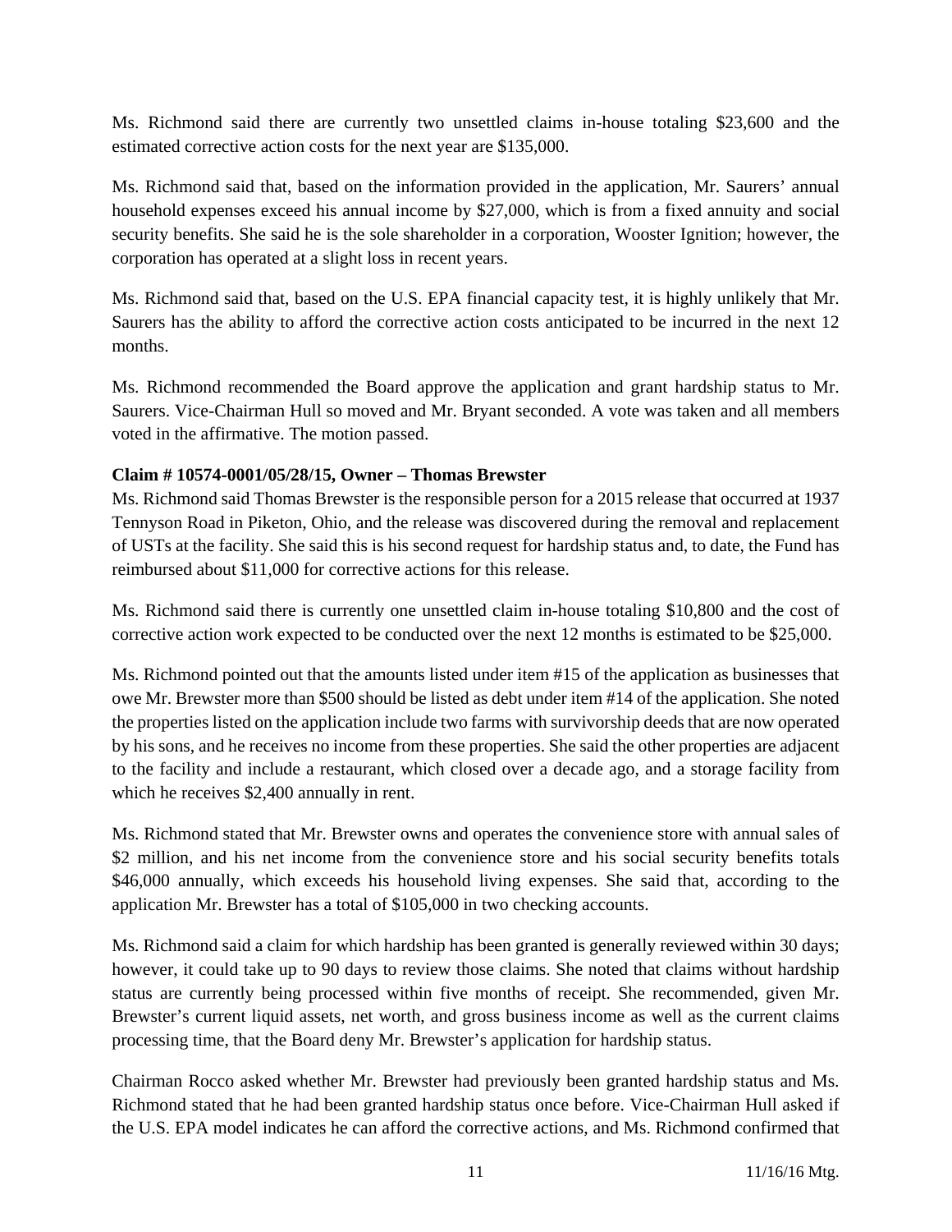Ms. Richmond said there are currently two unsettled claims in-house totaling $23,600 and the estimated corrective action costs for the next year are $135,000.

Ms. Richmond said that, based on the information provided in the application, Mr. Saurers' annual household expenses exceed his annual income by $27,000, which is from a fixed annuity and social security benefits. She said he is the sole shareholder in a corporation, Wooster Ignition; however, the corporation has operated at a slight loss in recent years.

Ms. Richmond said that, based on the U.S. EPA financial capacity test, it is highly unlikely that Mr. Saurers has the ability to afford the corrective action costs anticipated to be incurred in the next 12 months.

Ms. Richmond recommended the Board approve the application and grant hardship status to Mr. Saurers. Vice-Chairman Hull so moved and Mr. Bryant seconded. A vote was taken and all members voted in the affirmative. The motion passed.

**Claim # 10574-0001/05/28/15, Owner – Thomas Brewster**

Ms. Richmond said Thomas Brewster is the responsible person for a 2015 release that occurred at 1937 Tennyson Road in Piketon, Ohio, and the release was discovered during the removal and replacement of USTs at the facility. She said this is his second request for hardship status and, to date, the Fund has reimbursed about $11,000 for corrective actions for this release.

Ms. Richmond said there is currently one unsettled claim in-house totaling $10,800 and the cost of corrective action work expected to be conducted over the next 12 months is estimated to be $25,000.

Ms. Richmond pointed out that the amounts listed under item #15 of the application as businesses that owe Mr. Brewster more than $500 should be listed as debt under item #14 of the application. She noted the properties listed on the application include two farms with survivorship deeds that are now operated by his sons, and he receives no income from these properties. She said the other properties are adjacent to the facility and include a restaurant, which closed over a decade ago, and a storage facility from which he receives $2,400 annually in rent.

Ms. Richmond stated that Mr. Brewster owns and operates the convenience store with annual sales of $2 million, and his net income from the convenience store and his social security benefits totals $46,000 annually, which exceeds his household living expenses. She said that, according to the application Mr. Brewster has a total of $105,000 in two checking accounts.

Ms. Richmond said a claim for which hardship has been granted is generally reviewed within 30 days; however, it could take up to 90 days to review those claims. She noted that claims without hardship status are currently being processed within five months of receipt. She recommended, given Mr. Brewster's current liquid assets, net worth, and gross business income as well as the current claims processing time, that the Board deny Mr. Brewster's application for hardship status.

Chairman Rocco asked whether Mr. Brewster had previously been granted hardship status and Ms. Richmond stated that he had been granted hardship status once before. Vice-Chairman Hull asked if the U.S. EPA model indicates he can afford the corrective actions, and Ms. Richmond confirmed that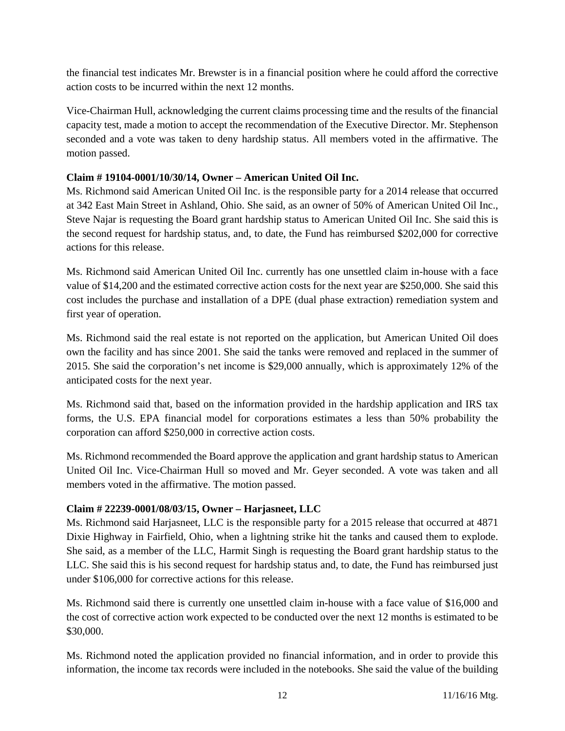the financial test indicates Mr. Brewster is in a financial position where he could afford the corrective action costs to be incurred within the next 12 months.

Vice-Chairman Hull, acknowledging the current claims processing time and the results of the financial capacity test, made a motion to accept the recommendation of the Executive Director. Mr. Stephenson seconded and a vote was taken to deny hardship status. All members voted in the affirmative. The motion passed.

**Claim # 19104-0001/10/30/14, Owner – American United Oil Inc.**

Ms. Richmond said American United Oil Inc. is the responsible party for a 2014 release that occurred at 342 East Main Street in Ashland, Ohio. She said, as an owner of 50% of American United Oil Inc., Steve Najar is requesting the Board grant hardship status to American United Oil Inc. She said this is the second request for hardship status, and, to date, the Fund has reimbursed $202,000 for corrective actions for this release.

Ms. Richmond said American United Oil Inc. currently has one unsettled claim in-house with a face value of $14,200 and the estimated corrective action costs for the next year are $250,000. She said this cost includes the purchase and installation of a DPE (dual phase extraction) remediation system and first year of operation.

Ms. Richmond said the real estate is not reported on the application, but American United Oil does own the facility and has since 2001. She said the tanks were removed and replaced in the summer of 2015. She said the corporation's net income is $29,000 annually, which is approximately 12% of the anticipated costs for the next year.

Ms. Richmond said that, based on the information provided in the hardship application and IRS tax forms, the U.S. EPA financial model for corporations estimates a less than 50% probability the corporation can afford $250,000 in corrective action costs.

Ms. Richmond recommended the Board approve the application and grant hardship status to American United Oil Inc. Vice-Chairman Hull so moved and Mr. Geyer seconded. A vote was taken and all members voted in the affirmative. The motion passed.

**Claim # 22239-0001/08/03/15, Owner – Harjasneet, LLC**

Ms. Richmond said Harjasneet, LLC is the responsible party for a 2015 release that occurred at 4871 Dixie Highway in Fairfield, Ohio, when a lightning strike hit the tanks and caused them to explode. She said, as a member of the LLC, Harmit Singh is requesting the Board grant hardship status to the LLC. She said this is his second request for hardship status and, to date, the Fund has reimbursed just under $106,000 for corrective actions for this release.

Ms. Richmond said there is currently one unsettled claim in-house with a face value of $16,000 and the cost of corrective action work expected to be conducted over the next 12 months is estimated to be $30,000.

Ms. Richmond noted the application provided no financial information, and in order to provide this information, the income tax records were included in the notebooks. She said the value of the building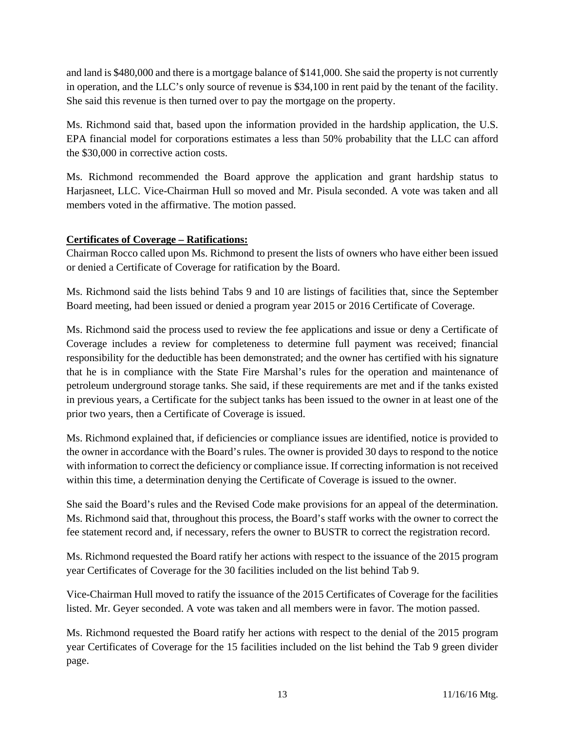and land is $480,000 and there is a mortgage balance of $141,000. She said the property is not currently in operation, and the LLC's only source of revenue is $34,100 in rent paid by the tenant of the facility. She said this revenue is then turned over to pay the mortgage on the property.

Ms. Richmond said that, based upon the information provided in the hardship application, the U.S. EPA financial model for corporations estimates a less than 50% probability that the LLC can afford the $30,000 in corrective action costs.

Ms. Richmond recommended the Board approve the application and grant hardship status to Harjasneet, LLC. Vice-Chairman Hull so moved and Mr. Pisula seconded. A vote was taken and all members voted in the affirmative. The motion passed.

**Certificates of Coverage – Ratifications:**

Chairman Rocco called upon Ms. Richmond to present the lists of owners who have either been issued or denied a Certificate of Coverage for ratification by the Board.

Ms. Richmond said the lists behind Tabs 9 and 10 are listings of facilities that, since the September Board meeting, had been issued or denied a program year 2015 or 2016 Certificate of Coverage.

Ms. Richmond said the process used to review the fee applications and issue or deny a Certificate of Coverage includes a review for completeness to determine full payment was received; financial responsibility for the deductible has been demonstrated; and the owner has certified with his signature that he is in compliance with the State Fire Marshal's rules for the operation and maintenance of petroleum underground storage tanks. She said, if these requirements are met and if the tanks existed in previous years, a Certificate for the subject tanks has been issued to the owner in at least one of the prior two years, then a Certificate of Coverage is issued.

Ms. Richmond explained that, if deficiencies or compliance issues are identified, notice is provided to the owner in accordance with the Board's rules. The owner is provided 30 days to respond to the notice with information to correct the deficiency or compliance issue. If correcting information is not received within this time, a determination denying the Certificate of Coverage is issued to the owner.

She said the Board's rules and the Revised Code make provisions for an appeal of the determination. Ms. Richmond said that, throughout this process, the Board's staff works with the owner to correct the fee statement record and, if necessary, refers the owner to BUSTR to correct the registration record.

Ms. Richmond requested the Board ratify her actions with respect to the issuance of the 2015 program year Certificates of Coverage for the 30 facilities included on the list behind Tab 9.

Vice-Chairman Hull moved to ratify the issuance of the 2015 Certificates of Coverage for the facilities listed. Mr. Geyer seconded. A vote was taken and all members were in favor. The motion passed.

Ms. Richmond requested the Board ratify her actions with respect to the denial of the 2015 program year Certificates of Coverage for the 15 facilities included on the list behind the Tab 9 green divider page.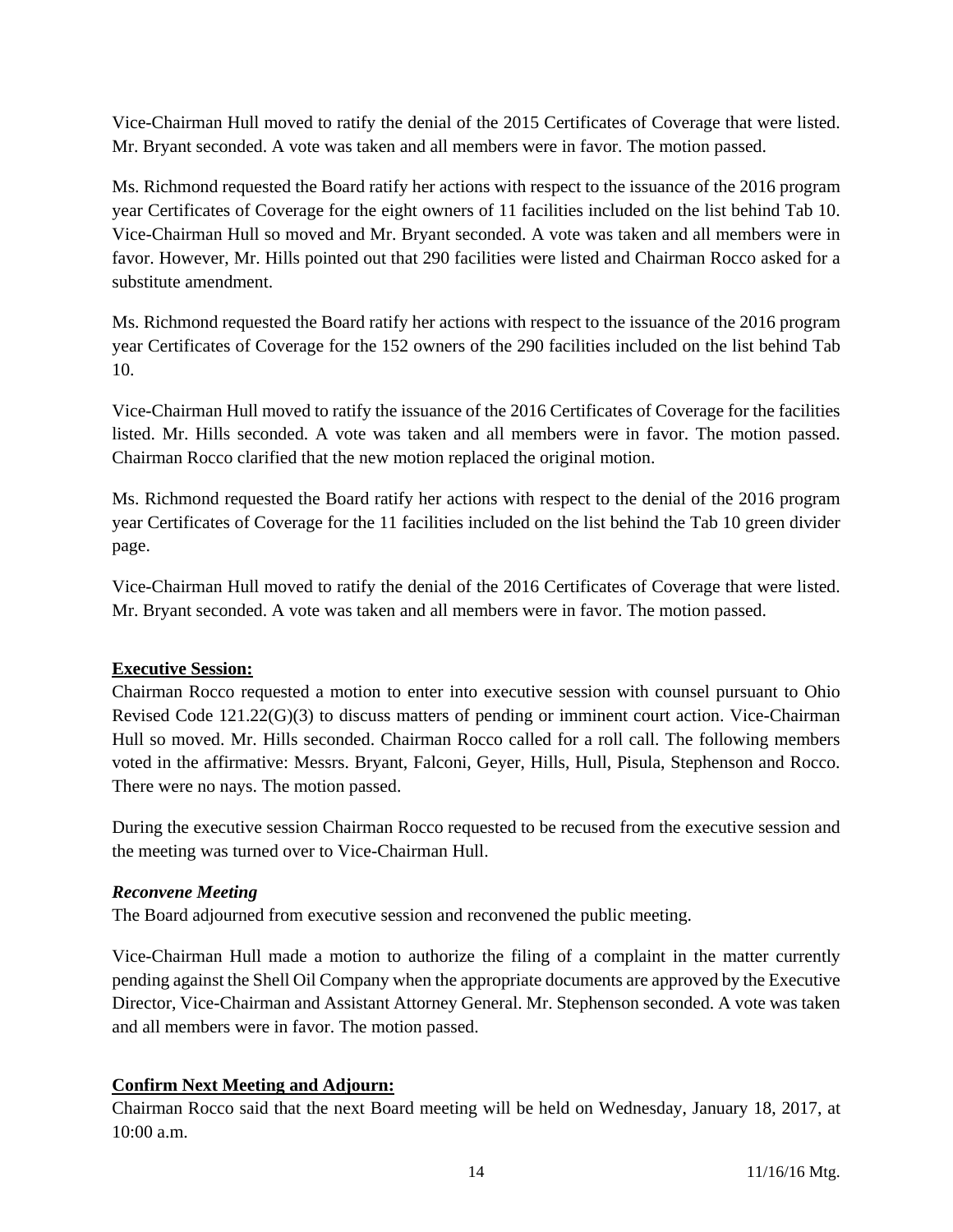Vice-Chairman Hull moved to ratify the denial of the 2015 Certificates of Coverage that were listed. Mr. Bryant seconded. A vote was taken and all members were in favor. The motion passed.

Ms. Richmond requested the Board ratify her actions with respect to the issuance of the 2016 program year Certificates of Coverage for the eight owners of 11 facilities included on the list behind Tab 10. Vice-Chairman Hull so moved and Mr. Bryant seconded. A vote was taken and all members were in favor. However, Mr. Hills pointed out that 290 facilities were listed and Chairman Rocco asked for a substitute amendment.

Ms. Richmond requested the Board ratify her actions with respect to the issuance of the 2016 program year Certificates of Coverage for the 152 owners of the 290 facilities included on the list behind Tab 10.

Vice-Chairman Hull moved to ratify the issuance of the 2016 Certificates of Coverage for the facilities listed. Mr. Hills seconded. A vote was taken and all members were in favor. The motion passed. Chairman Rocco clarified that the new motion replaced the original motion.

Ms. Richmond requested the Board ratify her actions with respect to the denial of the 2016 program year Certificates of Coverage for the 11 facilities included on the list behind the Tab 10 green divider page.

Vice-Chairman Hull moved to ratify the denial of the 2016 Certificates of Coverage that were listed. Mr. Bryant seconded. A vote was taken and all members were in favor. The motion passed.

**Executive Session:**

Chairman Rocco requested a motion to enter into executive session with counsel pursuant to Ohio Revised Code 121.22(G)(3) to discuss matters of pending or imminent court action. Vice-Chairman Hull so moved. Mr. Hills seconded. Chairman Rocco called for a roll call. The following members voted in the affirmative: Messrs. Bryant, Falconi, Geyer, Hills, Hull, Pisula, Stephenson and Rocco. There were no nays. The motion passed.

During the executive session Chairman Rocco requested to be recused from the executive session and the meeting was turned over to Vice-Chairman Hull.

***Reconvene Meeting***

The Board adjourned from executive session and reconvened the public meeting.

Vice-Chairman Hull made a motion to authorize the filing of a complaint in the matter currently pending against the Shell Oil Company when the appropriate documents are approved by the Executive Director, Vice-Chairman and Assistant Attorney General. Mr. Stephenson seconded. A vote was taken and all members were in favor. The motion passed.

**Confirm Next Meeting and Adjourn:**

Chairman Rocco said that the next Board meeting will be held on Wednesday, January 18, 2017, at 10:00 a.m.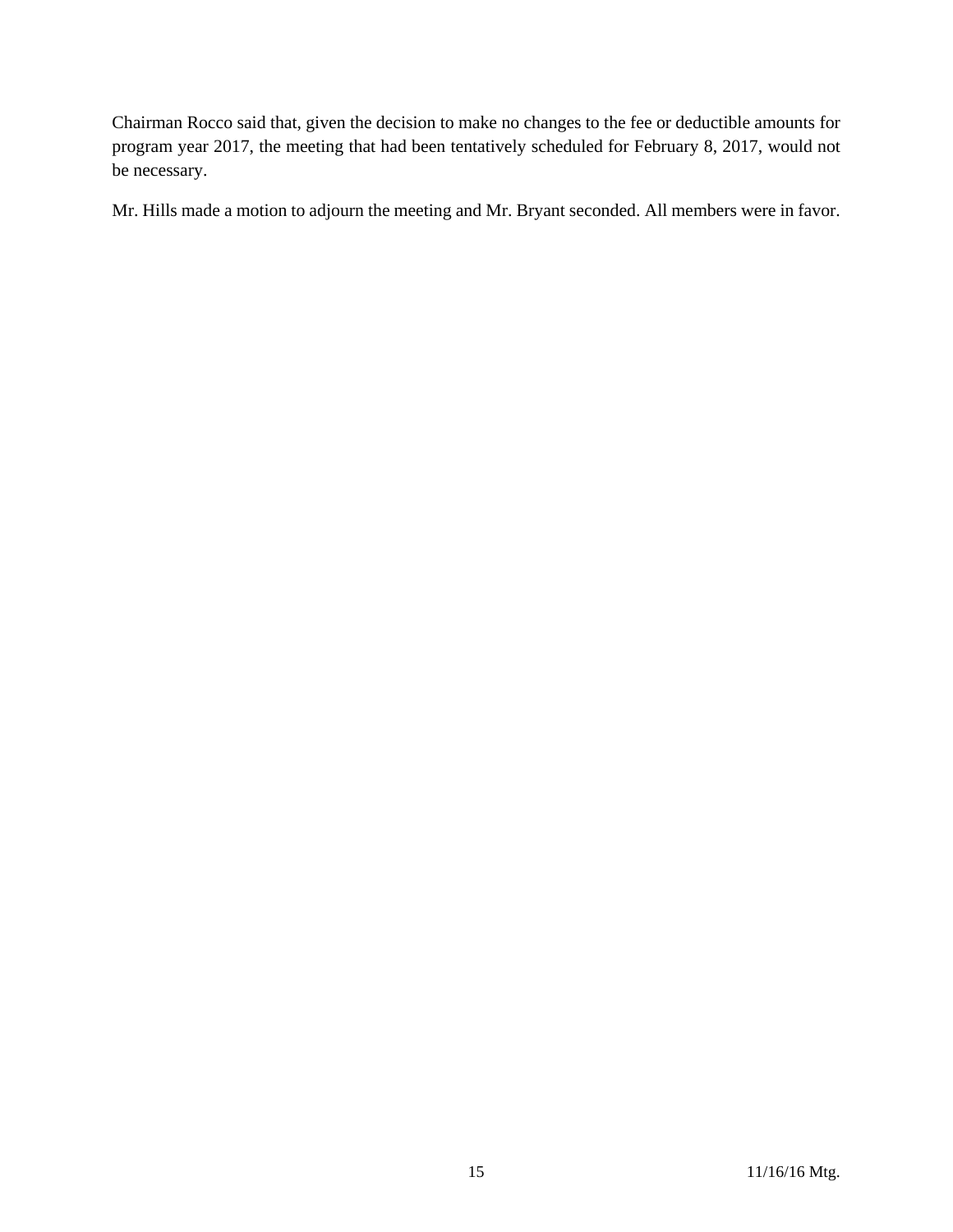Chairman Rocco said that, given the decision to make no changes to the fee or deductible amounts for program year 2017, the meeting that had been tentatively scheduled for February 8, 2017, would not be necessary.

Mr. Hills made a motion to adjourn the meeting and Mr. Bryant seconded. All members were in favor.